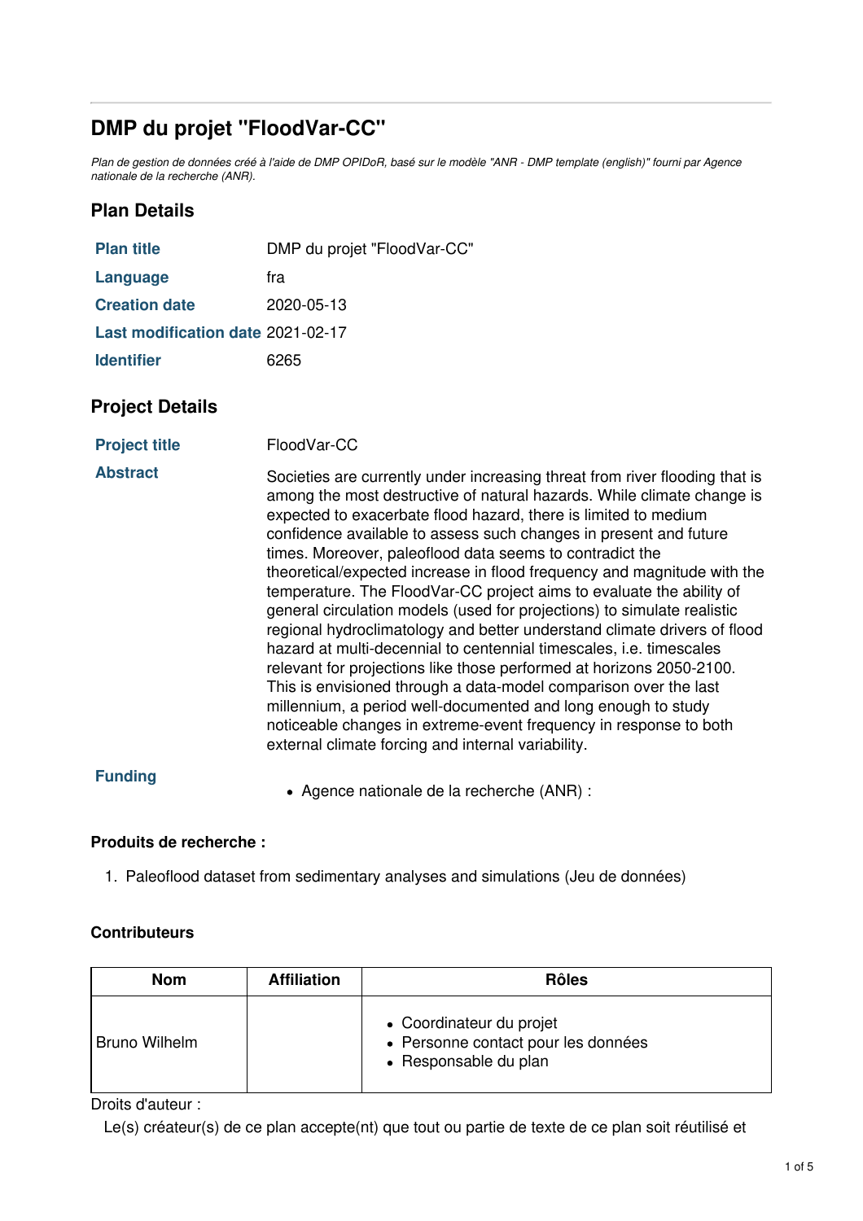# DMP du projet "FloodVar-CC"

*Plan de gestion de données créé à l'aide de DMP OPIDoR, basé sur le modèle "ANR - DMP template (english)" fourni par Agence nationale de la recherche (ANR).*

## Plan Details

| | |
|---|---|
| **Plan title** | DMP du projet "FloodVar-CC" |
| **Language** | fra |
| **Creation date** | 2020-05-13 |
| **Last modification date** | 2021-02-17 |
| **Identifier** | 6265 |

## Project Details

| | |
|---|---|
| **Project title** | FloodVar-CC |
| **Abstract** | Societies are currently under increasing threat from river flooding that is among the most destructive of natural hazards. While climate change is expected to exacerbate flood hazard, there is limited to medium confidence available to assess such changes in present and future times. Moreover, paleoflood data seems to contradict the theoretical/expected increase in flood frequency and magnitude with the temperature. The FloodVar-CC project aims to evaluate the ability of general circulation models (used for projections) to simulate realistic regional hydroclimatology and better understand climate drivers of flood hazard at multi-decennial to centennial timescales, i.e. timescales relevant for projections like those performed at horizons 2050-2100. This is envisioned through a data-model comparison over the last millennium, a period well-documented and long enough to study noticeable changes in extreme-event frequency in response to both external climate forcing and internal variability. |
| **Funding** | • Agence nationale de la recherche (ANR) : |

### Produits de recherche :

1. Paleoflood dataset from sedimentary analyses and simulations (Jeu de données)

### Contributeurs

| Nom | Affiliation | Rôles |
|---|---|---|
| Bruno Wilhelm | | • Coordinateur du projet<br>• Personne contact pour les données<br>• Responsable du plan |

Droits d'auteur :

Le(s) créateur(s) de ce plan accepte(nt) que tout ou partie de texte de ce plan soit réutilisé et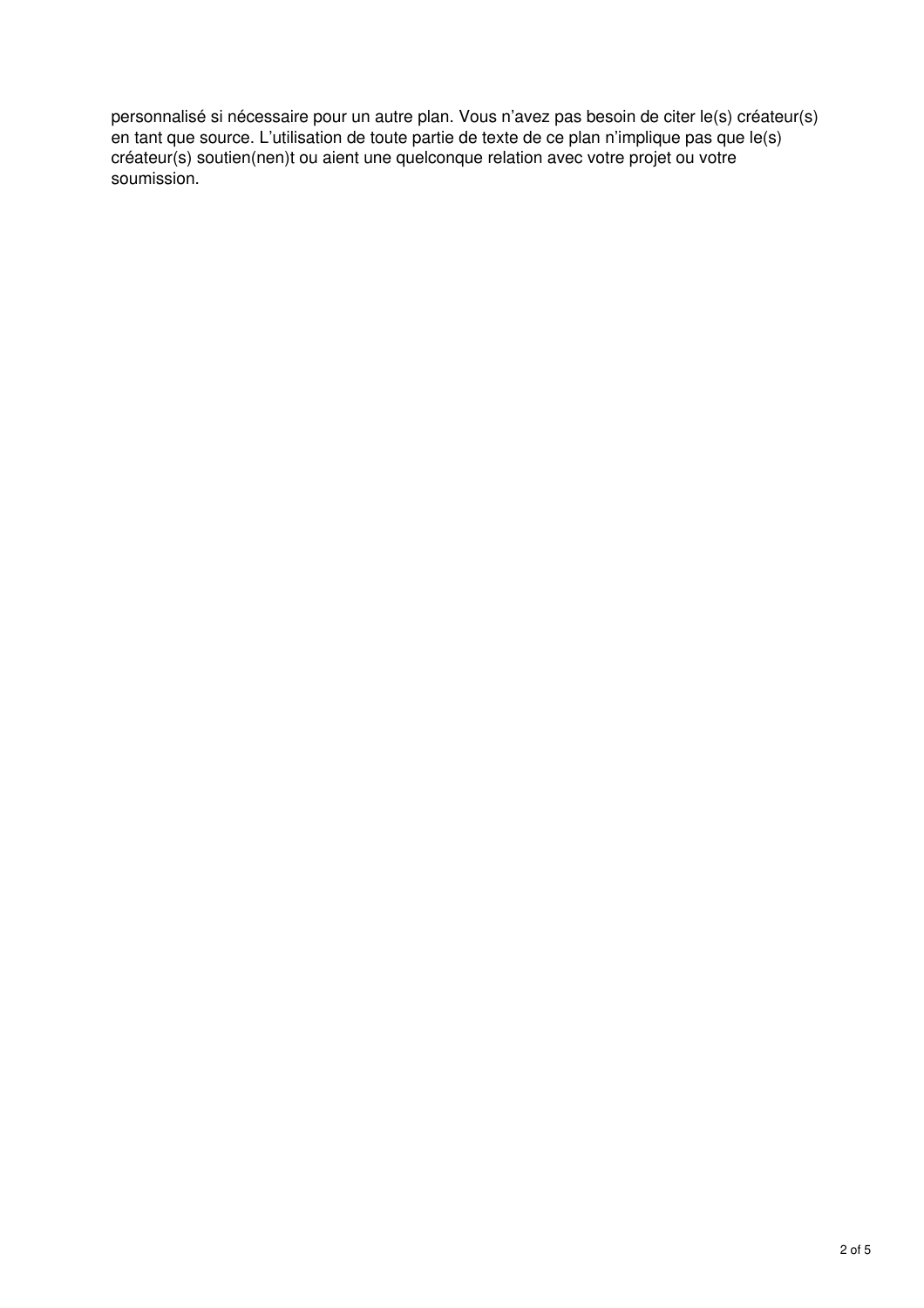personnalisé si nécessaire pour un autre plan. Vous n'avez pas besoin de citer le(s) créateur(s) en tant que source. L'utilisation de toute partie de texte de ce plan n'implique pas que le(s) créateur(s) soutien(nen)t ou aient une quelconque relation avec votre projet ou votre soumission.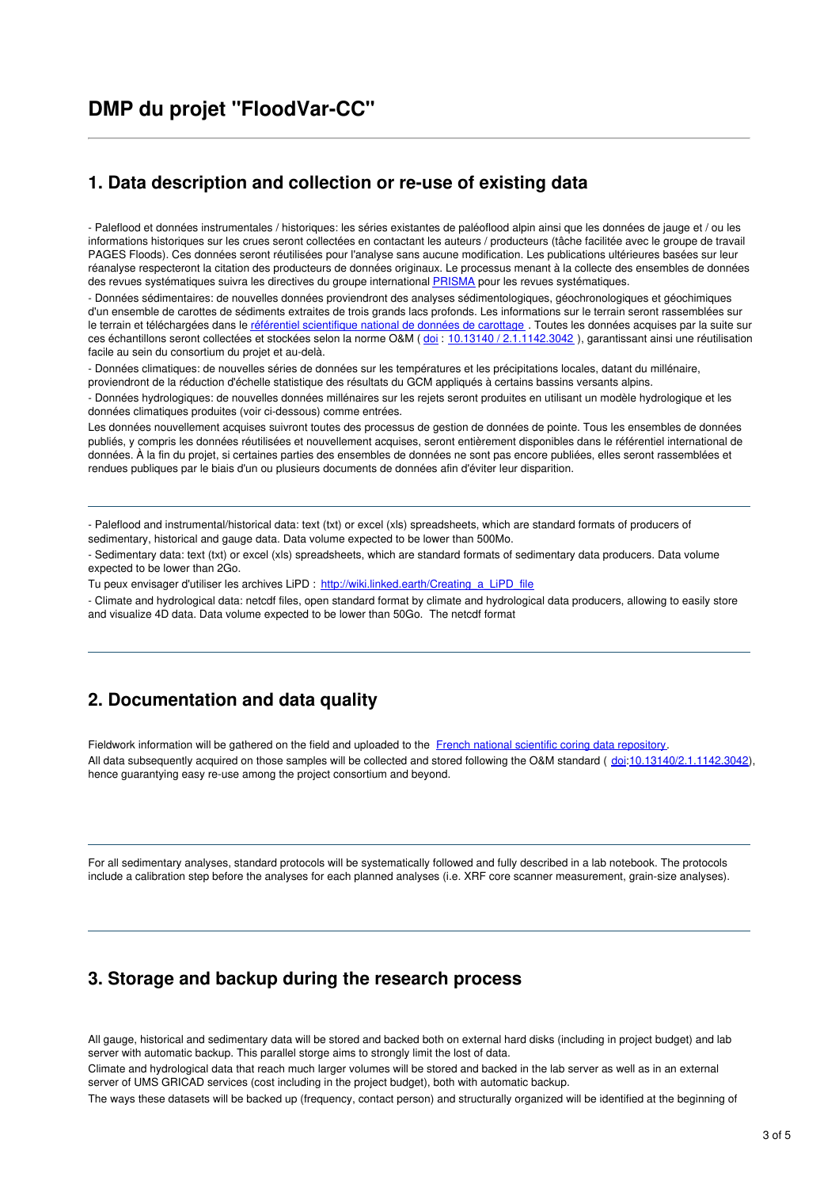# DMP du projet "FloodVar-CC"

## 1. Data description and collection or re-use of existing data

- Paleflood et données instrumentales / historiques: les séries existantes de paléoflood alpin ainsi que les données de jauge et / ou les informations historiques sur les crues seront collectées en contactant les auteurs / producteurs (tâche facilitée avec le groupe de travail PAGES Floods). Ces données seront réutilisées pour l'analyse sans aucune modification. Les publications ultérieures basées sur leur réanalyse respecteront la citation des producteurs de données originaux. Le processus menant à la collecte des ensembles de données des revues systématiques suivra les directives du groupe international PRISMA pour les revues systématiques.

- Données sédimentaires: de nouvelles données proviendront des analyses sédimentologiques, géochronologiques et géochimiques d'un ensemble de carottes de sédiments extraites de trois grands lacs profonds. Les informations sur le terrain seront rassemblées sur le terrain et téléchargées dans le référentiel scientifique national de données de carottage . Toutes les données acquises par la suite sur ces échantillons seront collectées et stockées selon la norme O&M ( doi : 10.13140 / 2.1.1142.3042 ), garantissant ainsi une réutilisation facile au sein du consortium du projet et au-delà.

- Données climatiques: de nouvelles séries de données sur les températures et les précipitations locales, datant du millénaire, proviendront de la réduction d'échelle statistique des résultats du GCM appliqués à certains bassins versants alpins.

- Données hydrologiques: de nouvelles données millénaires sur les rejets seront produites en utilisant un modèle hydrologique et les données climatiques produites (voir ci-dessous) comme entrées.

Les données nouvellement acquises suivront toutes des processus de gestion de données de pointe. Tous les ensembles de données publiés, y compris les données réutilisées et nouvellement acquises, seront entièrement disponibles dans le référentiel international de données. À la fin du projet, si certaines parties des ensembles de données ne sont pas encore publiées, elles seront rassemblées et rendues publiques par le biais d'un ou plusieurs documents de données afin d'éviter leur disparition.

---

- Paleflood and instrumental/historical data: text (txt) or excel (xls) spreadsheets, which are standard formats of producers of sedimentary, historical and gauge data. Data volume expected to be lower than 500Mo.

- Sedimentary data: text (txt) or excel (xls) spreadsheets, which are standard formats of sedimentary data producers. Data volume expected to be lower than 2Go.

Tu peux envisager d'utiliser les archives LiPD : http://wiki.linked.earth/Creating_a_LiPD_file

- Climate and hydrological data: netcdf files, open standard format by climate and hydrological data producers, allowing to easily store and visualize 4D data. Data volume expected to be lower than 50Go. The netcdf format

---

## 2. Documentation and data quality

Fieldwork information will be gathered on the field and uploaded to the French national scientific coring data repository.
All data subsequently acquired on those samples will be collected and stored following the O&M standard ( doi:10.13140/2.1.1142.3042), hence guarantying easy re-use among the project consortium and beyond.

---

For all sedimentary analyses, standard protocols will be systematically followed and fully described in a lab notebook. The protocols include a calibration step before the analyses for each planned analyses (i.e. XRF core scanner measurement, grain-size analyses).

---

## 3. Storage and backup during the research process

All gauge, historical and sedimentary data will be stored and backed both on external hard disks (including in project budget) and lab server with automatic backup. This parallel storge aims to strongly limit the lost of data.

Climate and hydrological data that reach much larger volumes will be stored and backed in the lab server as well as in an external server of UMS GRICAD services (cost including in the project budget), both with automatic backup.

The ways these datasets will be backed up (frequency, contact person) and structurally organized will be identified at the beginning of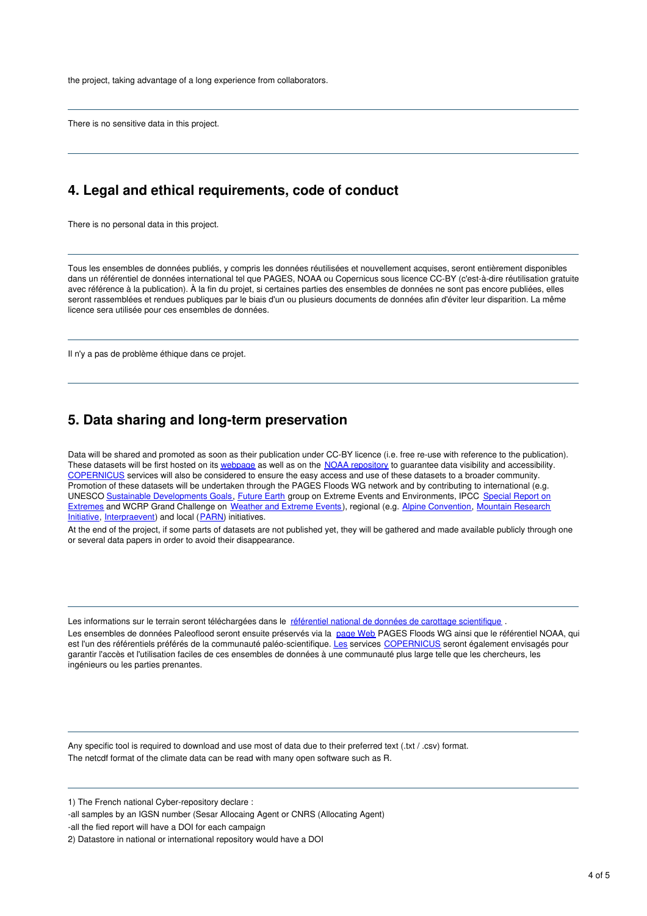the project, taking advantage of a long experience from collaborators.

---

There is no sensitive data in this project.

---

## 4. Legal and ethical requirements, code of conduct

There is no personal data in this project.

---

Tous les ensembles de données publiés, y compris les données réutilisées et nouvellement acquises, seront entièrement disponibles dans un référentiel de données international tel que PAGES, NOAA ou Copernicus sous licence CC-BY (c'est-à-dire réutilisation gratuite avec référence à la publication). À la fin du projet, si certaines parties des ensembles de données ne sont pas encore publiées, elles seront rassemblées et rendues publiques par le biais d'un ou plusieurs documents de données afin d'éviter leur disparition. La même licence sera utilisée pour ces ensembles de données.

---

Il n'y a pas de problème éthique dans ce projet.

---

## 5. Data sharing and long-term preservation

Data will be shared and promoted as soon as their publication under CC-BY licence (i.e. free re-use with reference to the publication). These datasets will be first hosted on its webpage as well as on the NOAA repository to guarantee data visibility and accessibility. COPERNICUS services will also be considered to ensure the easy access and use of these datasets to a broader community. Promotion of these datasets will be undertaken through the PAGES Floods WG network and by contributing to international (e.g. UNESCO Sustainable Developments Goals, Future Earth group on Extreme Events and Environments, IPCC Special Report on Extremes and WCRP Grand Challenge on Weather and Extreme Events), regional (e.g. Alpine Convention, Mountain Research Initiative, Interpraevent) and local (PARN) initiatives.

At the end of the project, if some parts of datasets are not published yet, they will be gathered and made available publicly through one or several data papers in order to avoid their disappearance.

---

Les informations sur le terrain seront téléchargées dans le référentiel national de données de carottage scientifique .

Les ensembles de données Paleoflood seront ensuite préservés via la page Web PAGES Floods WG ainsi que le référentiel NOAA, qui est l'un des référentiels préférés de la communauté paléo-scientifique. Les services COPERNICUS seront également envisagés pour garantir l'accès et l'utilisation faciles de ces ensembles de données à une communauté plus large telle que les chercheurs, les ingénieurs ou les parties prenantes.

---

Any specific tool is required to download and use most of data due to their preferred text (.txt / .csv) format.

The netcdf format of the climate data can be read with many open software such as R.

---

1) The French national Cyber-repository declare :

-all samples by an IGSN number (Sesar Allocaing Agent or CNRS (Allocating Agent)

-all the fied report will have a DOI for each campaign

2) Datastore in national or international repository would have a DOI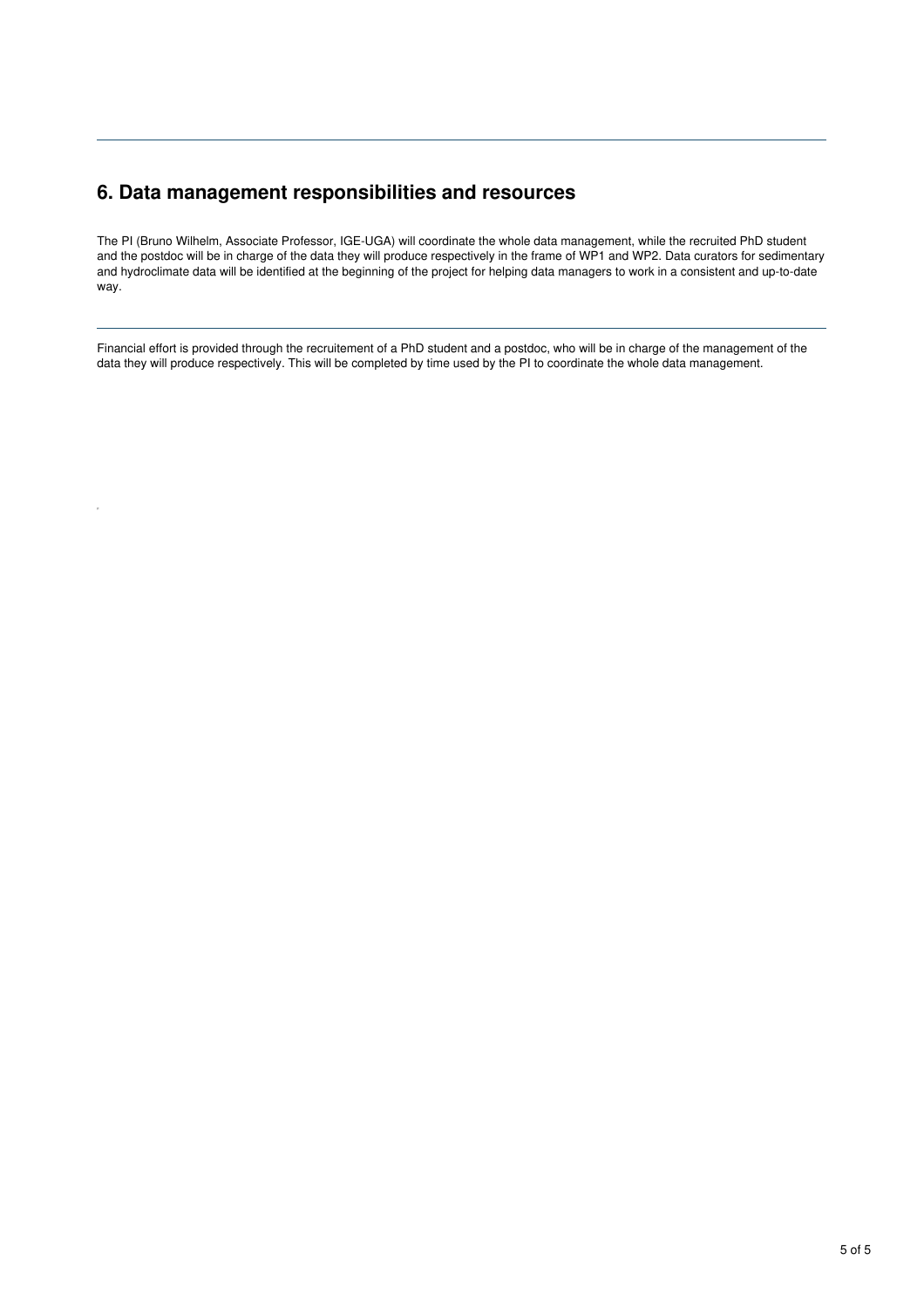## 6. Data management responsibilities and resources

The PI (Bruno Wilhelm, Associate Professor, IGE-UGA) will coordinate the whole data management, while the recruited PhD student and the postdoc will be in charge of the data they will produce respectively in the frame of WP1 and WP2. Data curators for sedimentary and hydroclimate data will be identified at the beginning of the project for helping data managers to work in a consistent and up-to-date way.

---

Financial effort is provided through the recruitement of a PhD student and a postdoc, who will be in charge of the management of the data they will produce respectively. This will be completed by time used by the PI to coordinate the whole data management.